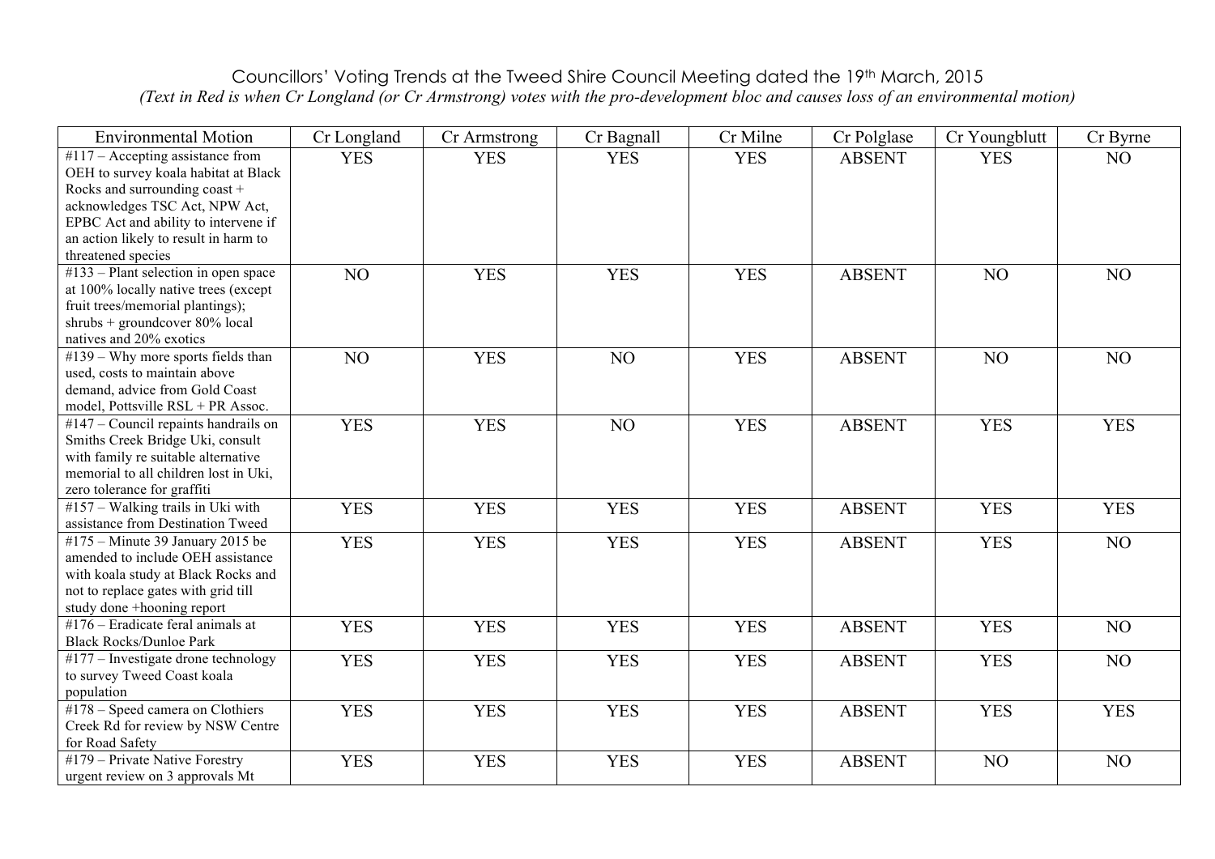Councillors' Voting Trends at the Tweed Shire Council Meeting dated the 19th March, 2015

*(Text in Red is when Cr Longland (or Cr Armstrong) votes with the pro-development bloc and causes loss of an environmental motion)*

| Environmental Motion | Cr Longland | Cr Armstrong | Cr Bagnall | Cr Milne | Cr Polglase | Cr Youngblutt | Cr Byrne |
|---|---|---|---|---|---|---|---|
| #117 – Accepting assistance from OEH to survey koala habitat at Black Rocks and surrounding coast + acknowledges TSC Act, NPW Act, EPBC Act and ability to intervene if an action likely to result in harm to threatened species | YES | YES | YES | YES | ABSENT | YES | NO |
| #133 – Plant selection in open space at 100% locally native trees (except fruit trees/memorial plantings); shrubs + groundcover 80% local natives and 20% exotics | NO | YES | YES | YES | ABSENT | NO | NO |
| #139 – Why more sports fields than used, costs to maintain above demand, advice from Gold Coast model, Pottsville RSL + PR Assoc. | NO | YES | NO | YES | ABSENT | NO | NO |
| #147 – Council repaints handrails on Smiths Creek Bridge Uki, consult with family re suitable alternative memorial to all children lost in Uki, zero tolerance for graffiti | YES | YES | NO | YES | ABSENT | YES | YES |
| #157 – Walking trails in Uki with assistance from Destination Tweed | YES | YES | YES | YES | ABSENT | YES | YES |
| #175 – Minute 39 January 2015 be amended to include OEH assistance with koala study at Black Rocks and not to replace gates with grid till study done +hooning report | YES | YES | YES | YES | ABSENT | YES | NO |
| #176 – Eradicate feral animals at Black Rocks/Dunloe Park | YES | YES | YES | YES | ABSENT | YES | NO |
| #177 – Investigate drone technology to survey Tweed Coast koala population | YES | YES | YES | YES | ABSENT | YES | NO |
| #178 – Speed camera on Clothiers Creek Rd for review by NSW Centre for Road Safety | YES | YES | YES | YES | ABSENT | YES | YES |
| #179 – Private Native Forestry urgent review on 3 approvals Mt | YES | YES | YES | YES | ABSENT | NO | NO |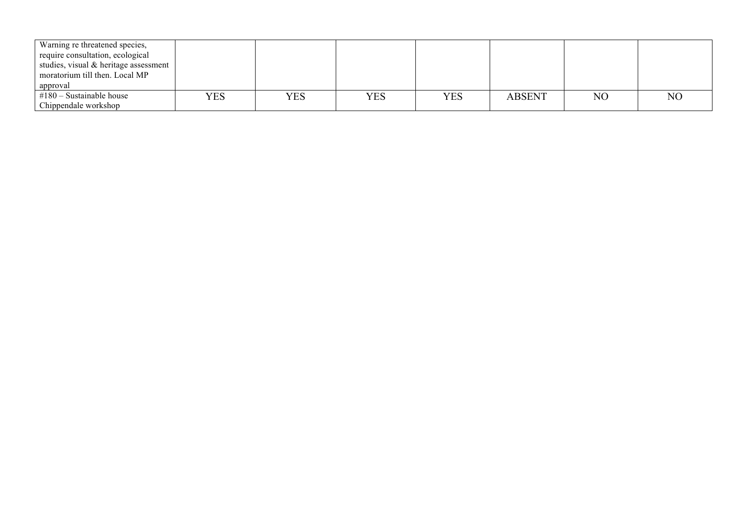| | | | | | | | |
|---|---|---|---|---|---|---|---|
| Warning re threatened species, require consultation, ecological studies, visual & heritage assessment moratorium till then. Local MP approval | | | | | | | |
| #180 – Sustainable house Chippendale workshop | YES | YES | YES | YES | ABSENT | NO | NO |